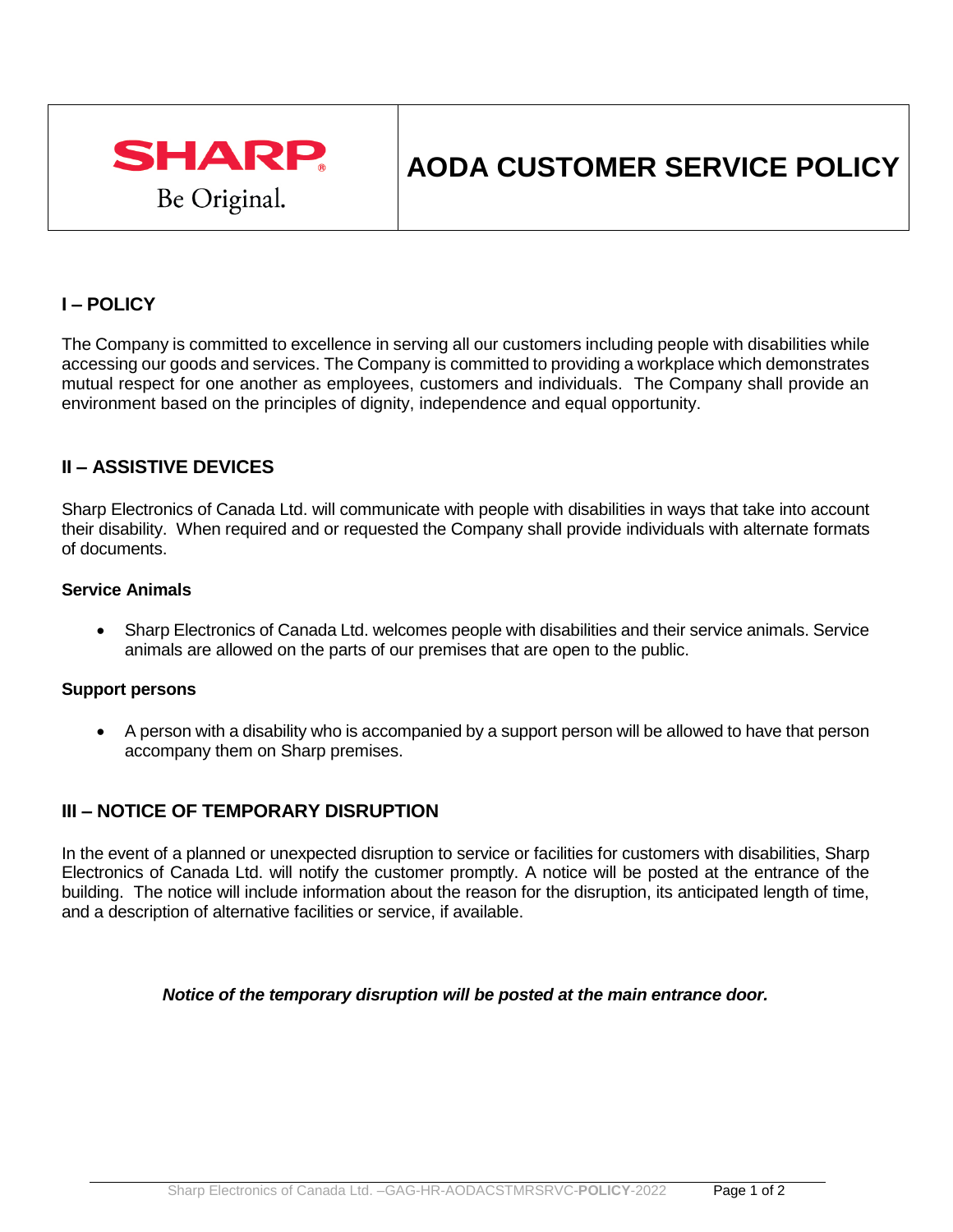SHARP
Be Original.

# AODA CUSTOMER SERVICE POLICY

## I – POLICY

The Company is committed to excellence in serving all our customers including people with disabilities while accessing our goods and services. The Company is committed to providing a workplace which demonstrates mutual respect for one another as employees, customers and individuals. The Company shall provide an environment based on the principles of dignity, independence and equal opportunity.

## II – ASSISTIVE DEVICES

Sharp Electronics of Canada Ltd. will communicate with people with disabilities in ways that take into account their disability. When required and or requested the Company shall provide individuals with alternate formats of documents.

### Service Animals

- Sharp Electronics of Canada Ltd. welcomes people with disabilities and their service animals. Service animals are allowed on the parts of our premises that are open to the public.

### Support persons

- A person with a disability who is accompanied by a support person will be allowed to have that person accompany them on Sharp premises.

## III – NOTICE OF TEMPORARY DISRUPTION

In the event of a planned or unexpected disruption to service or facilities for customers with disabilities, Sharp Electronics of Canada Ltd. will notify the customer promptly. A notice will be posted at the entrance of the building. The notice will include information about the reason for the disruption, its anticipated length of time, and a description of alternative facilities or service, if available.

***Notice of the temporary disruption will be posted at the main entrance door.***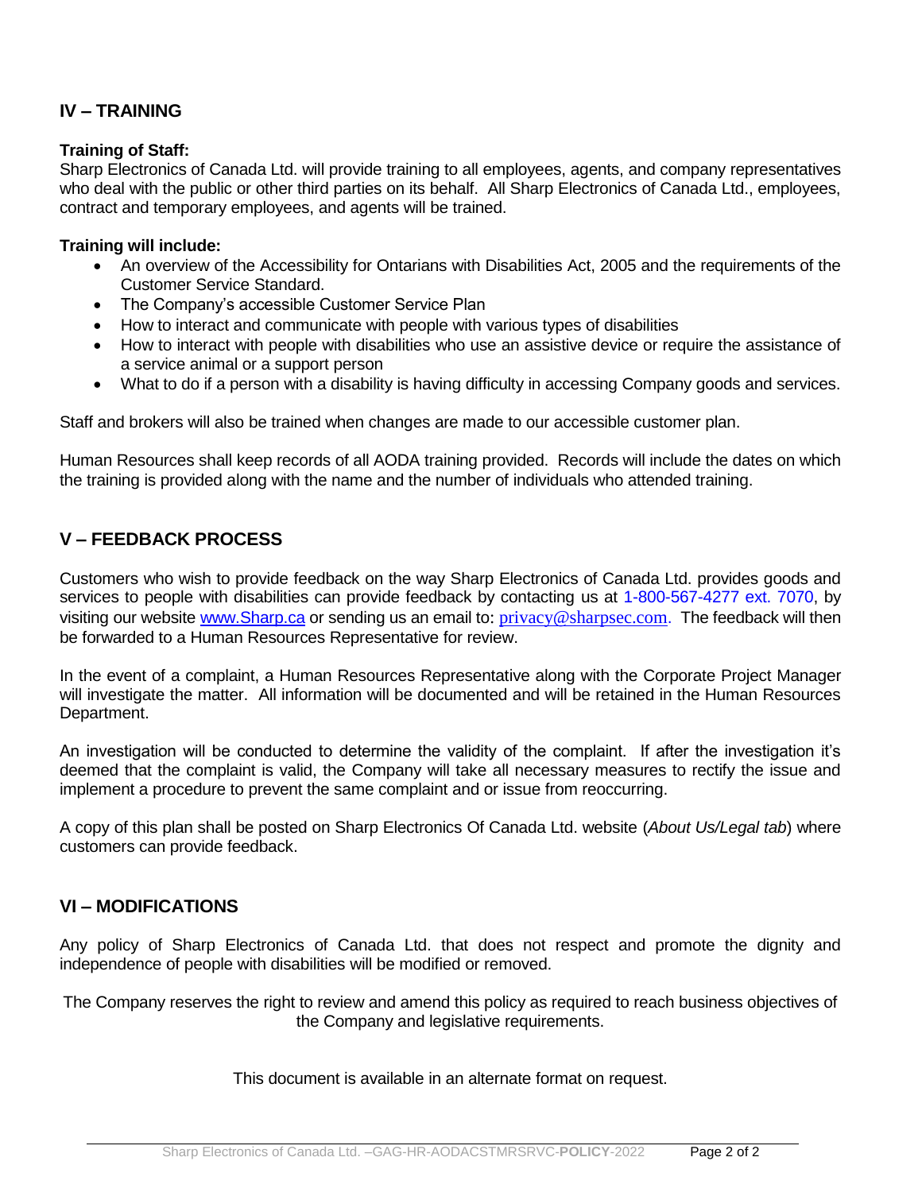## IV – TRAINING

**Training of Staff:**
Sharp Electronics of Canada Ltd. will provide training to all employees, agents, and company representatives who deal with the public or other third parties on its behalf. All Sharp Electronics of Canada Ltd., employees, contract and temporary employees, and agents will be trained.

**Training will include:**

- An overview of the Accessibility for Ontarians with Disabilities Act, 2005 and the requirements of the Customer Service Standard.
- The Company's accessible Customer Service Plan
- How to interact and communicate with people with various types of disabilities
- How to interact with people with disabilities who use an assistive device or require the assistance of a service animal or a support person
- What to do if a person with a disability is having difficulty in accessing Company goods and services.

Staff and brokers will also be trained when changes are made to our accessible customer plan.

Human Resources shall keep records of all AODA training provided. Records will include the dates on which the training is provided along with the name and the number of individuals who attended training.

## V – FEEDBACK PROCESS

Customers who wish to provide feedback on the way Sharp Electronics of Canada Ltd. provides goods and services to people with disabilities can provide feedback by contacting us at 1-800-567-4277 ext. 7070, by visiting our website www.Sharp.ca or sending us an email to: privacy@sharpsec.com. The feedback will then be forwarded to a Human Resources Representative for review.

In the event of a complaint, a Human Resources Representative along with the Corporate Project Manager will investigate the matter. All information will be documented and will be retained in the Human Resources Department.

An investigation will be conducted to determine the validity of the complaint. If after the investigation it's deemed that the complaint is valid, the Company will take all necessary measures to rectify the issue and implement a procedure to prevent the same complaint and or issue from reoccurring.

A copy of this plan shall be posted on Sharp Electronics Of Canada Ltd. website (*About Us/Legal tab*) where customers can provide feedback.

## VI – MODIFICATIONS

Any policy of Sharp Electronics of Canada Ltd. that does not respect and promote the dignity and independence of people with disabilities will be modified or removed.

The Company reserves the right to review and amend this policy as required to reach business objectives of the Company and legislative requirements.

This document is available in an alternate format on request.